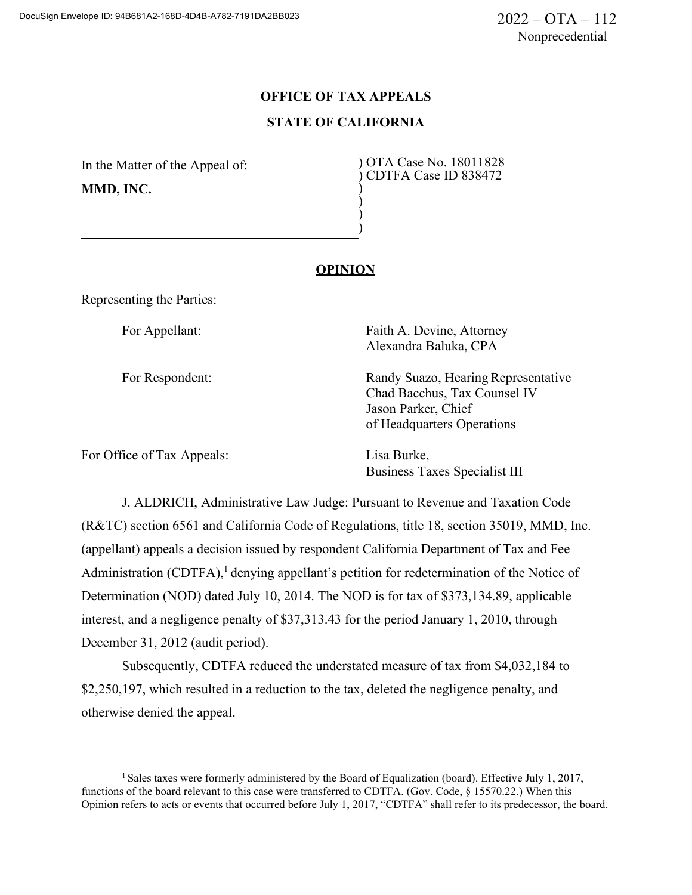DocuSign Envelope ID: 94B681A2-168D-4D4B-A782-7191DA2BB023

2022 – OTA – 112
Nonprecedential

**OFFICE OF TAX APPEALS**

**STATE OF CALIFORNIA**

| | |
|---|---|
| In the Matter of the Appeal of: **MMD, INC.** | ) OTA Case No. 18011828 ) CDTFA Case ID 838472 |

## OPINION

Representing the Parties:

| | |
|---|---|
| For Appellant: | Faith A. Devine, Attorney<br>Alexandra Baluka, CPA |
| For Respondent: | Randy Suazo, Hearing Representative<br>Chad Bacchus, Tax Counsel IV<br>Jason Parker, Chief of Headquarters Operations |
| For Office of Tax Appeals: | Lisa Burke,<br>Business Taxes Specialist III |

J. ALDRICH, Administrative Law Judge: Pursuant to Revenue and Taxation Code (R&TC) section 6561 and California Code of Regulations, title 18, section 35019, MMD, Inc. (appellant) appeals a decision issued by respondent California Department of Tax and Fee Administration (CDTFA),[1] denying appellant's petition for redetermination of the Notice of Determination (NOD) dated July 10, 2014. The NOD is for tax of $373,134.89, applicable interest, and a negligence penalty of $37,313.43 for the period January 1, 2010, through December 31, 2012 (audit period).

Subsequently, CDTFA reduced the understated measure of tax from $4,032,184 to $2,250,197, which resulted in a reduction to the tax, deleted the negligence penalty, and otherwise denied the appeal.

[1] Sales taxes were formerly administered by the Board of Equalization (board). Effective July 1, 2017, functions of the board relevant to this case were transferred to CDTFA. (Gov. Code, § 15570.22.) When this Opinion refers to acts or events that occurred before July 1, 2017, "CDTFA" shall refer to its predecessor, the board.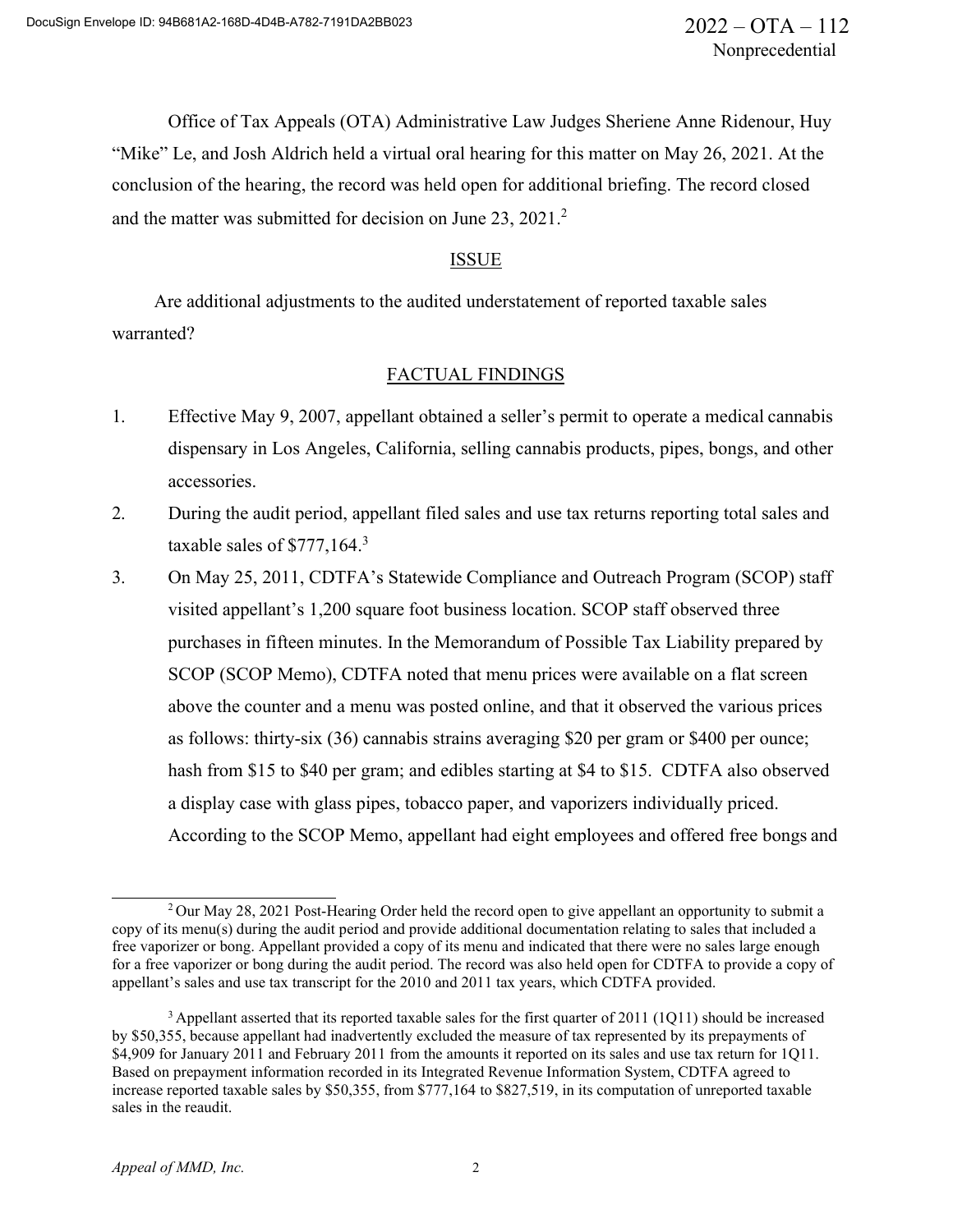Office of Tax Appeals (OTA) Administrative Law Judges Sheriene Anne Ridenour, Huy "Mike" Le, and Josh Aldrich held a virtual oral hearing for this matter on May 26, 2021. At the conclusion of the hearing, the record was held open for additional briefing. The record closed and the matter was submitted for decision on June 23, 2021.[2]

## ISSUE

Are additional adjustments to the audited understatement of reported taxable sales warranted?

## FACTUAL FINDINGS

1. Effective May 9, 2007, appellant obtained a seller's permit to operate a medical cannabis dispensary in Los Angeles, California, selling cannabis products, pipes, bongs, and other accessories.
2. During the audit period, appellant filed sales and use tax returns reporting total sales and taxable sales of $777,164.[3]
3. On May 25, 2011, CDTFA's Statewide Compliance and Outreach Program (SCOP) staff visited appellant's 1,200 square foot business location. SCOP staff observed three purchases in fifteen minutes. In the Memorandum of Possible Tax Liability prepared by SCOP (SCOP Memo), CDTFA noted that menu prices were available on a flat screen above the counter and a menu was posted online, and that it observed the various prices as follows: thirty-six (36) cannabis strains averaging $20 per gram or $400 per ounce; hash from $15 to $40 per gram; and edibles starting at $4 to $15. CDTFA also observed a display case with glass pipes, tobacco paper, and vaporizers individually priced. According to the SCOP Memo, appellant had eight employees and offered free bongs and

---

[2] Our May 28, 2021 Post-Hearing Order held the record open to give appellant an opportunity to submit a copy of its menu(s) during the audit period and provide additional documentation relating to sales that included a free vaporizer or bong. Appellant provided a copy of its menu and indicated that there were no sales large enough for a free vaporizer or bong during the audit period. The record was also held open for CDTFA to provide a copy of appellant's sales and use tax transcript for the 2010 and 2011 tax years, which CDTFA provided.

[3] Appellant asserted that its reported taxable sales for the first quarter of 2011 (1Q11) should be increased by $50,355, because appellant had inadvertently excluded the measure of tax represented by its prepayments of $4,909 for January 2011 and February 2011 from the amounts it reported on its sales and use tax return for 1Q11. Based on prepayment information recorded in its Integrated Revenue Information System, CDTFA agreed to increase reported taxable sales by $50,355, from $777,164 to $827,519, in its computation of unreported taxable sales in the reaudit.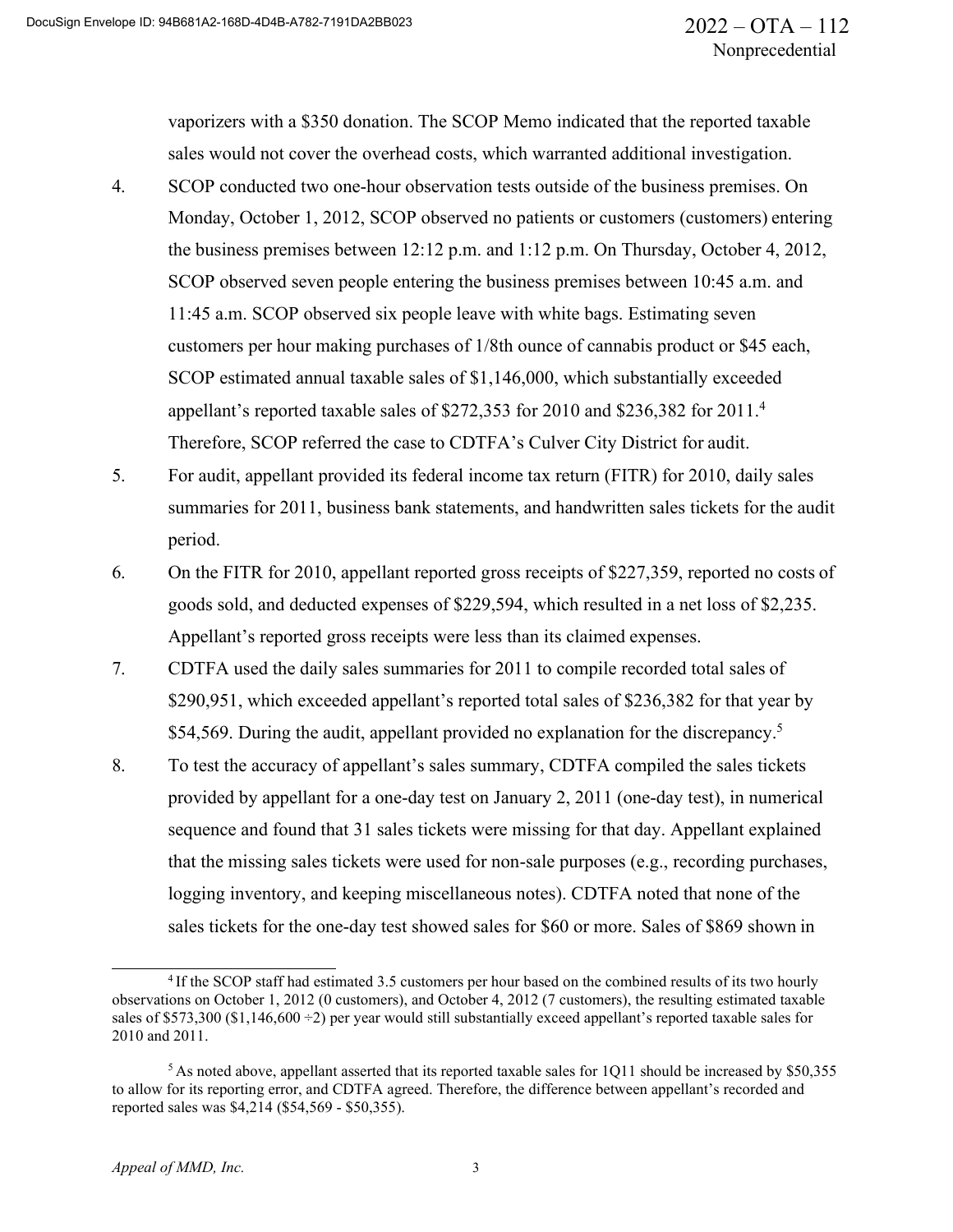vaporizers with a $350 donation. The SCOP Memo indicated that the reported taxable sales would not cover the overhead costs, which warranted additional investigation.

4. SCOP conducted two one-hour observation tests outside of the business premises. On Monday, October 1, 2012, SCOP observed no patients or customers (customers) entering the business premises between 12:12 p.m. and 1:12 p.m. On Thursday, October 4, 2012, SCOP observed seven people entering the business premises between 10:45 a.m. and 11:45 a.m. SCOP observed six people leave with white bags. Estimating seven customers per hour making purchases of 1/8th ounce of cannabis product or $45 each, SCOP estimated annual taxable sales of $1,146,000, which substantially exceeded appellant's reported taxable sales of $272,353 for 2010 and $236,382 for 2011.[4] Therefore, SCOP referred the case to CDTFA's Culver City District for audit.

5. For audit, appellant provided its federal income tax return (FITR) for 2010, daily sales summaries for 2011, business bank statements, and handwritten sales tickets for the audit period.

6. On the FITR for 2010, appellant reported gross receipts of $227,359, reported no costs of goods sold, and deducted expenses of $229,594, which resulted in a net loss of $2,235. Appellant's reported gross receipts were less than its claimed expenses.

7. CDTFA used the daily sales summaries for 2011 to compile recorded total sales of $290,951, which exceeded appellant's reported total sales of $236,382 for that year by $54,569. During the audit, appellant provided no explanation for the discrepancy.[5]

8. To test the accuracy of appellant's sales summary, CDTFA compiled the sales tickets provided by appellant for a one-day test on January 2, 2011 (one-day test), in numerical sequence and found that 31 sales tickets were missing for that day. Appellant explained that the missing sales tickets were used for non-sale purposes (e.g., recording purchases, logging inventory, and keeping miscellaneous notes). CDTFA noted that none of the sales tickets for the one-day test showed sales for $60 or more. Sales of $869 shown in

---

[4] If the SCOP staff had estimated 3.5 customers per hour based on the combined results of its two hourly observations on October 1, 2012 (0 customers), and October 4, 2012 (7 customers), the resulting estimated taxable sales of $573,300 ($1,146,600 ÷2) per year would still substantially exceed appellant's reported taxable sales for 2010 and 2011.

[5] As noted above, appellant asserted that its reported taxable sales for 1Q11 should be increased by $50,355 to allow for its reporting error, and CDTFA agreed. Therefore, the difference between appellant's recorded and reported sales was $4,214 ($54,569 - $50,355).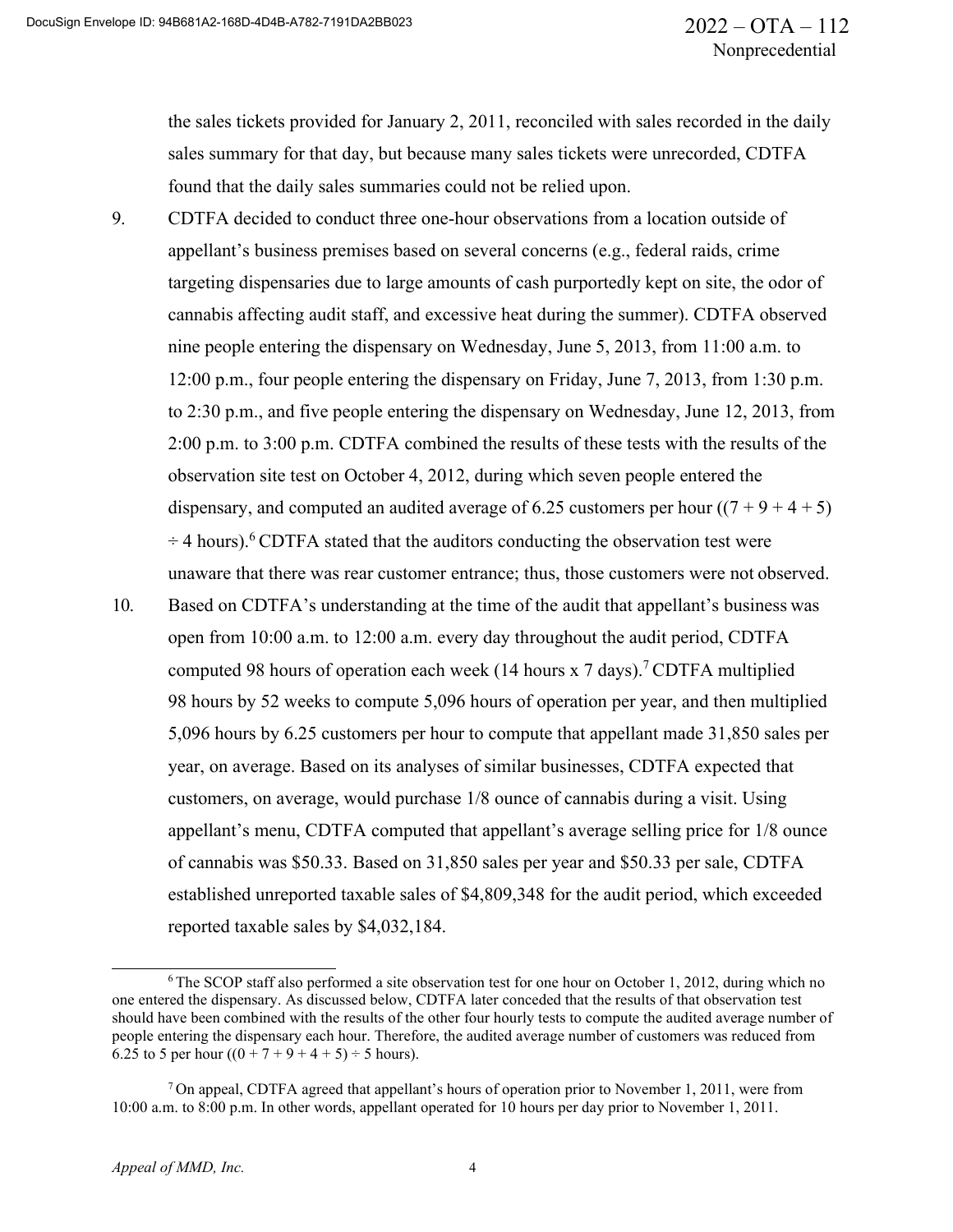the sales tickets provided for January 2, 2011, reconciled with sales recorded in the daily sales summary for that day, but because many sales tickets were unrecorded, CDTFA found that the daily sales summaries could not be relied upon.

9. CDTFA decided to conduct three one-hour observations from a location outside of appellant's business premises based on several concerns (e.g., federal raids, crime targeting dispensaries due to large amounts of cash purportedly kept on site, the odor of cannabis affecting audit staff, and excessive heat during the summer). CDTFA observed nine people entering the dispensary on Wednesday, June 5, 2013, from 11:00 a.m. to 12:00 p.m., four people entering the dispensary on Friday, June 7, 2013, from 1:30 p.m. to 2:30 p.m., and five people entering the dispensary on Wednesday, June 12, 2013, from 2:00 p.m. to 3:00 p.m. CDTFA combined the results of these tests with the results of the observation site test on October 4, 2012, during which seven people entered the dispensary, and computed an audited average of 6.25 customers per hour ((7 + 9 + 4 + 5) ÷ 4 hours).[6] CDTFA stated that the auditors conducting the observation test were unaware that there was rear customer entrance; thus, those customers were not observed.

10. Based on CDTFA's understanding at the time of the audit that appellant's business was open from 10:00 a.m. to 12:00 a.m. every day throughout the audit period, CDTFA computed 98 hours of operation each week (14 hours x 7 days).[7] CDTFA multiplied 98 hours by 52 weeks to compute 5,096 hours of operation per year, and then multiplied 5,096 hours by 6.25 customers per hour to compute that appellant made 31,850 sales per year, on average. Based on its analyses of similar businesses, CDTFA expected that customers, on average, would purchase 1/8 ounce of cannabis during a visit. Using appellant's menu, CDTFA computed that appellant's average selling price for 1/8 ounce of cannabis was $50.33. Based on 31,850 sales per year and $50.33 per sale, CDTFA established unreported taxable sales of $4,809,348 for the audit period, which exceeded reported taxable sales by $4,032,184.

---

[6] The SCOP staff also performed a site observation test for one hour on October 1, 2012, during which no one entered the dispensary. As discussed below, CDTFA later conceded that the results of that observation test should have been combined with the results of the other four hourly tests to compute the audited average number of people entering the dispensary each hour. Therefore, the audited average number of customers was reduced from 6.25 to 5 per hour ((0 + 7 + 9 + 4 + 5) ÷ 5 hours).

[7] On appeal, CDTFA agreed that appellant's hours of operation prior to November 1, 2011, were from 10:00 a.m. to 8:00 p.m. In other words, appellant operated for 10 hours per day prior to November 1, 2011.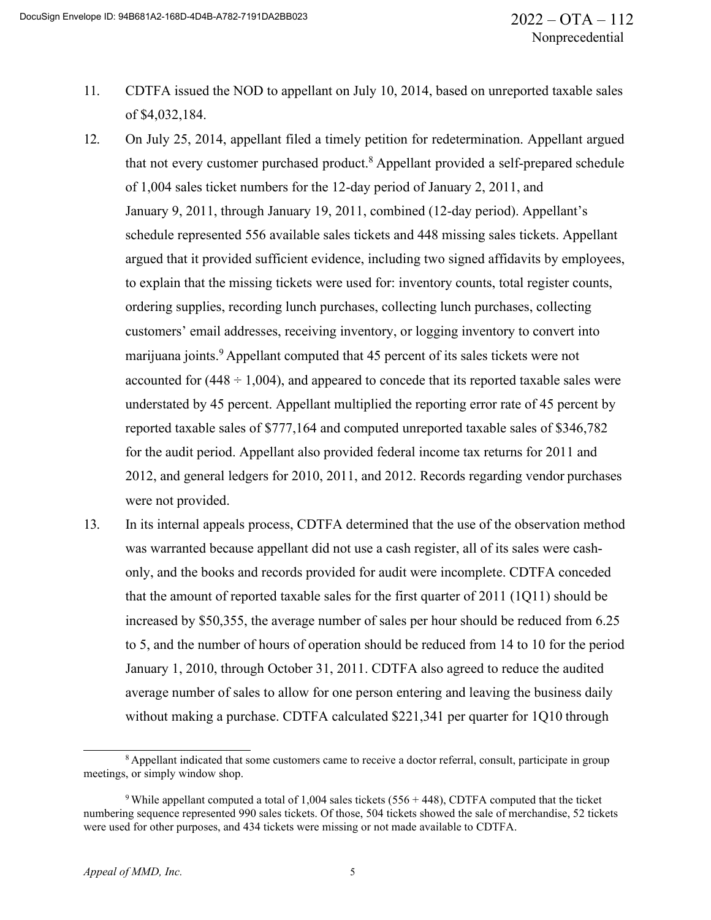11. CDTFA issued the NOD to appellant on July 10, 2014, based on unreported taxable sales of $4,032,184.

12. On July 25, 2014, appellant filed a timely petition for redetermination. Appellant argued that not every customer purchased product.[8] Appellant provided a self-prepared schedule of 1,004 sales ticket numbers for the 12-day period of January 2, 2011, and January 9, 2011, through January 19, 2011, combined (12-day period). Appellant's schedule represented 556 available sales tickets and 448 missing sales tickets. Appellant argued that it provided sufficient evidence, including two signed affidavits by employees, to explain that the missing tickets were used for: inventory counts, total register counts, ordering supplies, recording lunch purchases, collecting lunch purchases, collecting customers' email addresses, receiving inventory, or logging inventory to convert into marijuana joints.[9] Appellant computed that 45 percent of its sales tickets were not accounted for (448 ÷ 1,004), and appeared to concede that its reported taxable sales were understated by 45 percent. Appellant multiplied the reporting error rate of 45 percent by reported taxable sales of $777,164 and computed unreported taxable sales of $346,782 for the audit period. Appellant also provided federal income tax returns for 2011 and 2012, and general ledgers for 2010, 2011, and 2012. Records regarding vendor purchases were not provided.

13. In its internal appeals process, CDTFA determined that the use of the observation method was warranted because appellant did not use a cash register, all of its sales were cash-only, and the books and records provided for audit were incomplete. CDTFA conceded that the amount of reported taxable sales for the first quarter of 2011 (1Q11) should be increased by $50,355, the average number of sales per hour should be reduced from 6.25 to 5, and the number of hours of operation should be reduced from 14 to 10 for the period January 1, 2010, through October 31, 2011. CDTFA also agreed to reduce the audited average number of sales to allow for one person entering and leaving the business daily without making a purchase. CDTFA calculated $221,341 per quarter for 1Q10 through

---

[8] Appellant indicated that some customers came to receive a doctor referral, consult, participate in group meetings, or simply window shop.

[9] While appellant computed a total of 1,004 sales tickets (556 + 448), CDTFA computed that the ticket numbering sequence represented 990 sales tickets. Of those, 504 tickets showed the sale of merchandise, 52 tickets were used for other purposes, and 434 tickets were missing or not made available to CDTFA.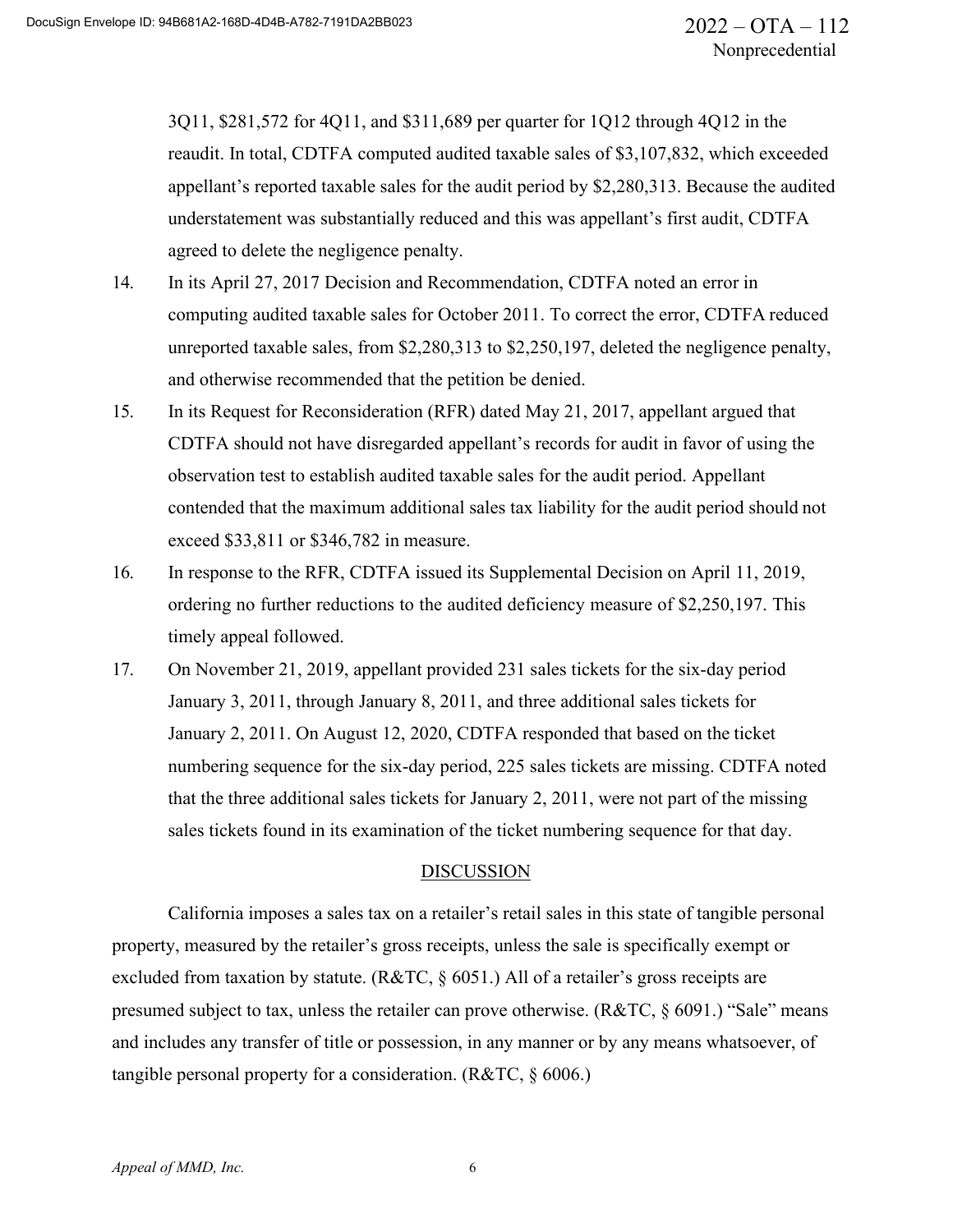3Q11, $281,572 for 4Q11, and $311,689 per quarter for 1Q12 through 4Q12 in the reaudit. In total, CDTFA computed audited taxable sales of $3,107,832, which exceeded appellant's reported taxable sales for the audit period by $2,280,313. Because the audited understatement was substantially reduced and this was appellant's first audit, CDTFA agreed to delete the negligence penalty.

14. In its April 27, 2017 Decision and Recommendation, CDTFA noted an error in computing audited taxable sales for October 2011. To correct the error, CDTFA reduced unreported taxable sales, from $2,280,313 to $2,250,197, deleted the negligence penalty, and otherwise recommended that the petition be denied.

15. In its Request for Reconsideration (RFR) dated May 21, 2017, appellant argued that CDTFA should not have disregarded appellant's records for audit in favor of using the observation test to establish audited taxable sales for the audit period. Appellant contended that the maximum additional sales tax liability for the audit period should not exceed $33,811 or $346,782 in measure.

16. In response to the RFR, CDTFA issued its Supplemental Decision on April 11, 2019, ordering no further reductions to the audited deficiency measure of $2,250,197. This timely appeal followed.

17. On November 21, 2019, appellant provided 231 sales tickets for the six-day period January 3, 2011, through January 8, 2011, and three additional sales tickets for January 2, 2011. On August 12, 2020, CDTFA responded that based on the ticket numbering sequence for the six-day period, 225 sales tickets are missing. CDTFA noted that the three additional sales tickets for January 2, 2011, were not part of the missing sales tickets found in its examination of the ticket numbering sequence for that day.

## DISCUSSION

California imposes a sales tax on a retailer's retail sales in this state of tangible personal property, measured by the retailer's gross receipts, unless the sale is specifically exempt or excluded from taxation by statute. (R&TC, § 6051.) All of a retailer's gross receipts are presumed subject to tax, unless the retailer can prove otherwise. (R&TC, § 6091.) "Sale" means and includes any transfer of title or possession, in any manner or by any means whatsoever, of tangible personal property for a consideration. (R&TC, § 6006.)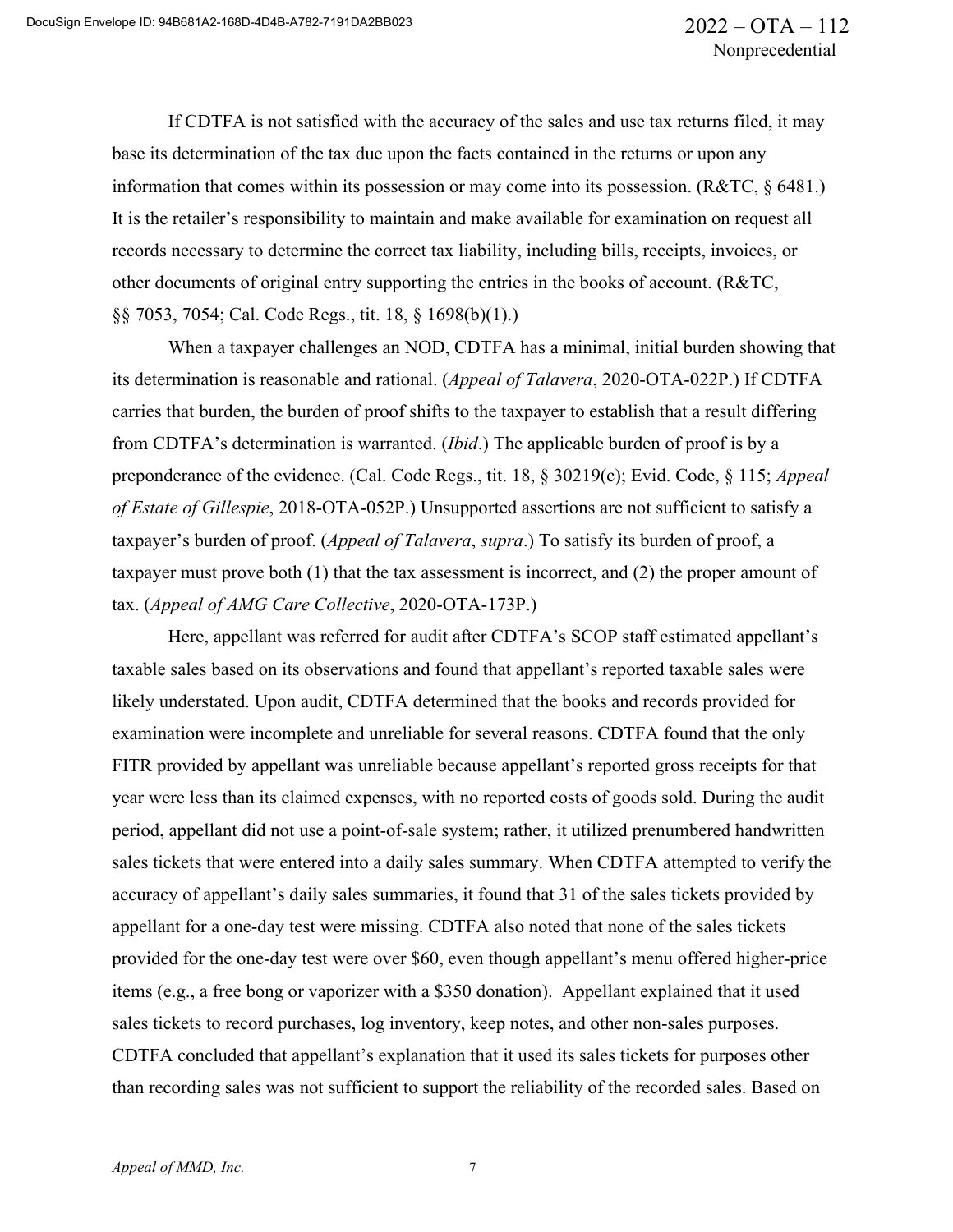If CDTFA is not satisfied with the accuracy of the sales and use tax returns filed, it may base its determination of the tax due upon the facts contained in the returns or upon any information that comes within its possession or may come into its possession. (R&TC, § 6481.) It is the retailer's responsibility to maintain and make available for examination on request all records necessary to determine the correct tax liability, including bills, receipts, invoices, or other documents of original entry supporting the entries in the books of account. (R&TC, §§ 7053, 7054; Cal. Code Regs., tit. 18, § 1698(b)(1).)

When a taxpayer challenges an NOD, CDTFA has a minimal, initial burden showing that its determination is reasonable and rational. (*Appeal of Talavera*, 2020-OTA-022P.) If CDTFA carries that burden, the burden of proof shifts to the taxpayer to establish that a result differing from CDTFA's determination is warranted. (*Ibid*.) The applicable burden of proof is by a preponderance of the evidence. (Cal. Code Regs., tit. 18, § 30219(c); Evid. Code, § 115; *Appeal of Estate of Gillespie*, 2018-OTA-052P.) Unsupported assertions are not sufficient to satisfy a taxpayer's burden of proof. (*Appeal of Talavera*, *supra*.) To satisfy its burden of proof, a taxpayer must prove both (1) that the tax assessment is incorrect, and (2) the proper amount of tax. (*Appeal of AMG Care Collective*, 2020-OTA-173P.)

Here, appellant was referred for audit after CDTFA's SCOP staff estimated appellant's taxable sales based on its observations and found that appellant's reported taxable sales were likely understated. Upon audit, CDTFA determined that the books and records provided for examination were incomplete and unreliable for several reasons. CDTFA found that the only FITR provided by appellant was unreliable because appellant's reported gross receipts for that year were less than its claimed expenses, with no reported costs of goods sold. During the audit period, appellant did not use a point-of-sale system; rather, it utilized prenumbered handwritten sales tickets that were entered into a daily sales summary. When CDTFA attempted to verify the accuracy of appellant's daily sales summaries, it found that 31 of the sales tickets provided by appellant for a one-day test were missing. CDTFA also noted that none of the sales tickets provided for the one-day test were over $60, even though appellant's menu offered higher-price items (e.g., a free bong or vaporizer with a $350 donation). Appellant explained that it used sales tickets to record purchases, log inventory, keep notes, and other non-sales purposes. CDTFA concluded that appellant's explanation that it used its sales tickets for purposes other than recording sales was not sufficient to support the reliability of the recorded sales. Based on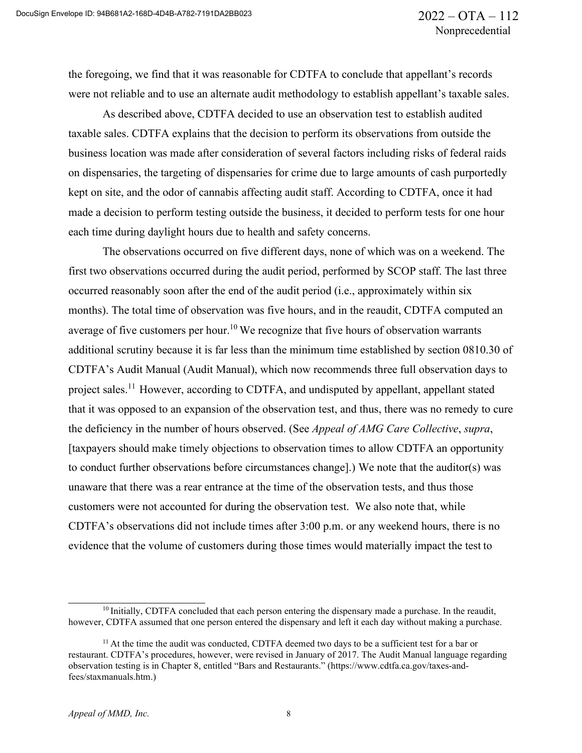the foregoing, we find that it was reasonable for CDTFA to conclude that appellant's records were not reliable and to use an alternate audit methodology to establish appellant's taxable sales.

As described above, CDTFA decided to use an observation test to establish audited taxable sales. CDTFA explains that the decision to perform its observations from outside the business location was made after consideration of several factors including risks of federal raids on dispensaries, the targeting of dispensaries for crime due to large amounts of cash purportedly kept on site, and the odor of cannabis affecting audit staff. According to CDTFA, once it had made a decision to perform testing outside the business, it decided to perform tests for one hour each time during daylight hours due to health and safety concerns.

The observations occurred on five different days, none of which was on a weekend. The first two observations occurred during the audit period, performed by SCOP staff. The last three occurred reasonably soon after the end of the audit period (i.e., approximately within six months). The total time of observation was five hours, and in the reaudit, CDTFA computed an average of five customers per hour.[10] We recognize that five hours of observation warrants additional scrutiny because it is far less than the minimum time established by section 0810.30 of CDTFA's Audit Manual (Audit Manual), which now recommends three full observation days to project sales.[11] However, according to CDTFA, and undisputed by appellant, appellant stated that it was opposed to an expansion of the observation test, and thus, there was no remedy to cure the deficiency in the number of hours observed. (See *Appeal of AMG Care Collective*, *supra*, [taxpayers should make timely objections to observation times to allow CDTFA an opportunity to conduct further observations before circumstances change].) We note that the auditor(s) was unaware that there was a rear entrance at the time of the observation tests, and thus those customers were not accounted for during the observation test. We also note that, while CDTFA's observations did not include times after 3:00 p.m. or any weekend hours, there is no evidence that the volume of customers during those times would materially impact the test to

[10] Initially, CDTFA concluded that each person entering the dispensary made a purchase. In the reaudit, however, CDTFA assumed that one person entered the dispensary and left it each day without making a purchase.

[11] At the time the audit was conducted, CDTFA deemed two days to be a sufficient test for a bar or restaurant. CDTFA's procedures, however, were revised in January of 2017. The Audit Manual language regarding observation testing is in Chapter 8, entitled "Bars and Restaurants." (https://www.cdtfa.ca.gov/taxes-and-fees/staxmanuals.htm.)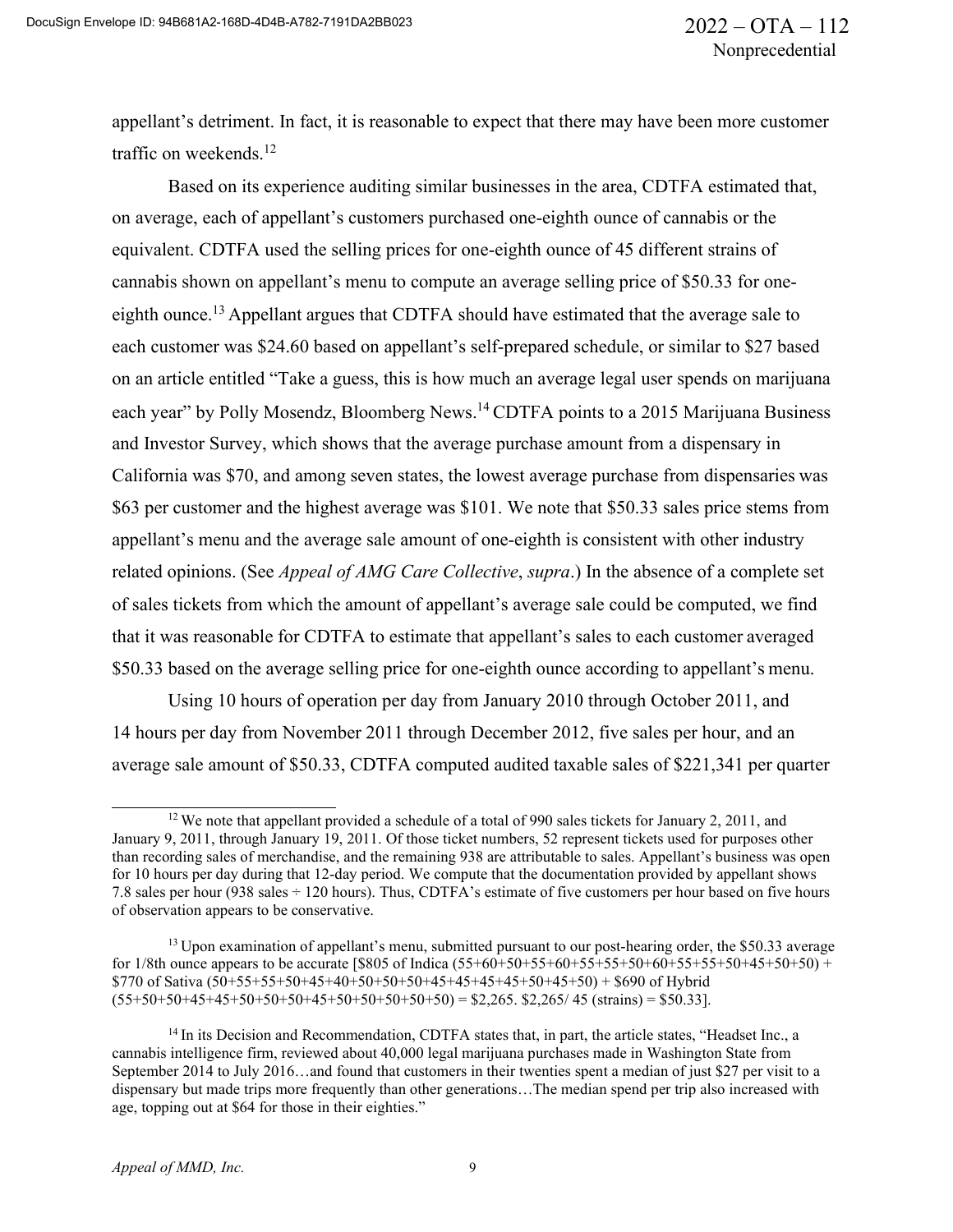appellant's detriment. In fact, it is reasonable to expect that there may have been more customer traffic on weekends.[12]

Based on its experience auditing similar businesses in the area, CDTFA estimated that, on average, each of appellant's customers purchased one-eighth ounce of cannabis or the equivalent. CDTFA used the selling prices for one-eighth ounce of 45 different strains of cannabis shown on appellant's menu to compute an average selling price of $50.33 for one-eighth ounce.[13] Appellant argues that CDTFA should have estimated that the average sale to each customer was $24.60 based on appellant's self-prepared schedule, or similar to $27 based on an article entitled "Take a guess, this is how much an average legal user spends on marijuana each year" by Polly Mosendz, Bloomberg News.[14] CDTFA points to a 2015 Marijuana Business and Investor Survey, which shows that the average purchase amount from a dispensary in California was $70, and among seven states, the lowest average purchase from dispensaries was $63 per customer and the highest average was $101. We note that $50.33 sales price stems from appellant's menu and the average sale amount of one-eighth is consistent with other industry related opinions. (See *Appeal of AMG Care Collective*, *supra*.) In the absence of a complete set of sales tickets from which the amount of appellant's average sale could be computed, we find that it was reasonable for CDTFA to estimate that appellant's sales to each customer averaged $50.33 based on the average selling price for one-eighth ounce according to appellant's menu.

Using 10 hours of operation per day from January 2010 through October 2011, and 14 hours per day from November 2011 through December 2012, five sales per hour, and an average sale amount of $50.33, CDTFA computed audited taxable sales of $221,341 per quarter

---

[12] We note that appellant provided a schedule of a total of 990 sales tickets for January 2, 2011, and January 9, 2011, through January 19, 2011. Of those ticket numbers, 52 represent tickets used for purposes other than recording sales of merchandise, and the remaining 938 are attributable to sales. Appellant's business was open for 10 hours per day during that 12-day period. We compute that the documentation provided by appellant shows 7.8 sales per hour (938 sales ÷ 120 hours). Thus, CDTFA's estimate of five customers per hour based on five hours of observation appears to be conservative.

[13] Upon examination of appellant's menu, submitted pursuant to our post-hearing order, the $50.33 average for 1/8th ounce appears to be accurate [$805 of Indica (55+60+50+55+60+55+55+50+60+55+55+50+45+50+50) + $770 of Sativa (50+55+55+50+45+40+50+50+50+45+45+45+45+50+45+50) + $690 of Hybrid (55+50+50+45+45+50+50+50+45+50+50+50+50+50) = $2,265. $2,265/ 45 (strains) = $50.33].

[14] In its Decision and Recommendation, CDTFA states that, in part, the article states, "Headset Inc., a cannabis intelligence firm, reviewed about 40,000 legal marijuana purchases made in Washington State from September 2014 to July 2016…and found that customers in their twenties spent a median of just $27 per visit to a dispensary but made trips more frequently than other generations…The median spend per trip also increased with age, topping out at $64 for those in their eighties."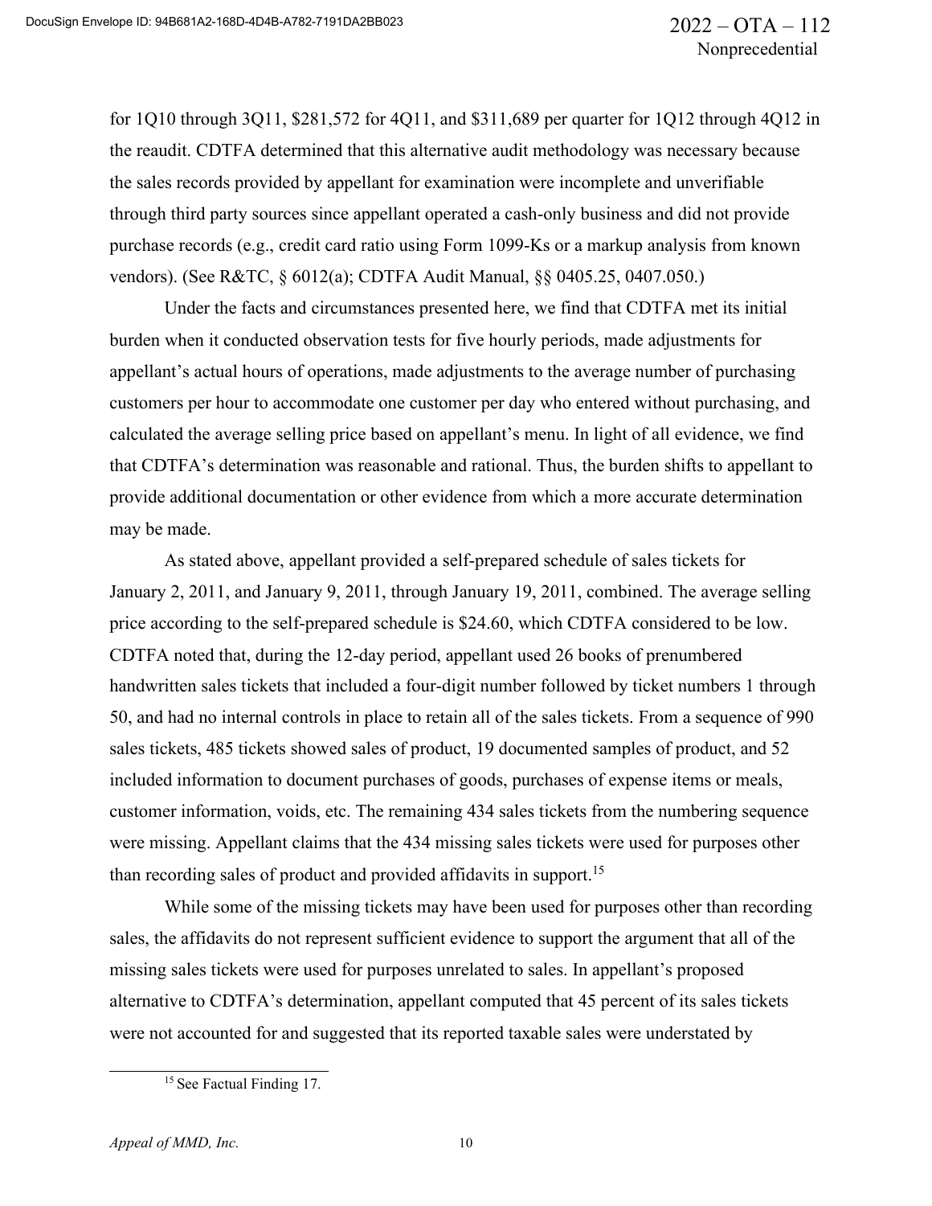for 1Q10 through 3Q11, $281,572 for 4Q11, and $311,689 per quarter for 1Q12 through 4Q12 in the reaudit. CDTFA determined that this alternative audit methodology was necessary because the sales records provided by appellant for examination were incomplete and unverifiable through third party sources since appellant operated a cash-only business and did not provide purchase records (e.g., credit card ratio using Form 1099-Ks or a markup analysis from known vendors). (See R&TC, § 6012(a); CDTFA Audit Manual, §§ 0405.25, 0407.050.)

Under the facts and circumstances presented here, we find that CDTFA met its initial burden when it conducted observation tests for five hourly periods, made adjustments for appellant's actual hours of operations, made adjustments to the average number of purchasing customers per hour to accommodate one customer per day who entered without purchasing, and calculated the average selling price based on appellant's menu. In light of all evidence, we find that CDTFA's determination was reasonable and rational. Thus, the burden shifts to appellant to provide additional documentation or other evidence from which a more accurate determination may be made.

As stated above, appellant provided a self-prepared schedule of sales tickets for January 2, 2011, and January 9, 2011, through January 19, 2011, combined. The average selling price according to the self-prepared schedule is $24.60, which CDTFA considered to be low. CDTFA noted that, during the 12-day period, appellant used 26 books of prenumbered handwritten sales tickets that included a four-digit number followed by ticket numbers 1 through 50, and had no internal controls in place to retain all of the sales tickets. From a sequence of 990 sales tickets, 485 tickets showed sales of product, 19 documented samples of product, and 52 included information to document purchases of goods, purchases of expense items or meals, customer information, voids, etc. The remaining 434 sales tickets from the numbering sequence were missing. Appellant claims that the 434 missing sales tickets were used for purposes other than recording sales of product and provided affidavits in support.[15]

While some of the missing tickets may have been used for purposes other than recording sales, the affidavits do not represent sufficient evidence to support the argument that all of the missing sales tickets were used for purposes unrelated to sales. In appellant's proposed alternative to CDTFA's determination, appellant computed that 45 percent of its sales tickets were not accounted for and suggested that its reported taxable sales were understated by

[15] See Factual Finding 17.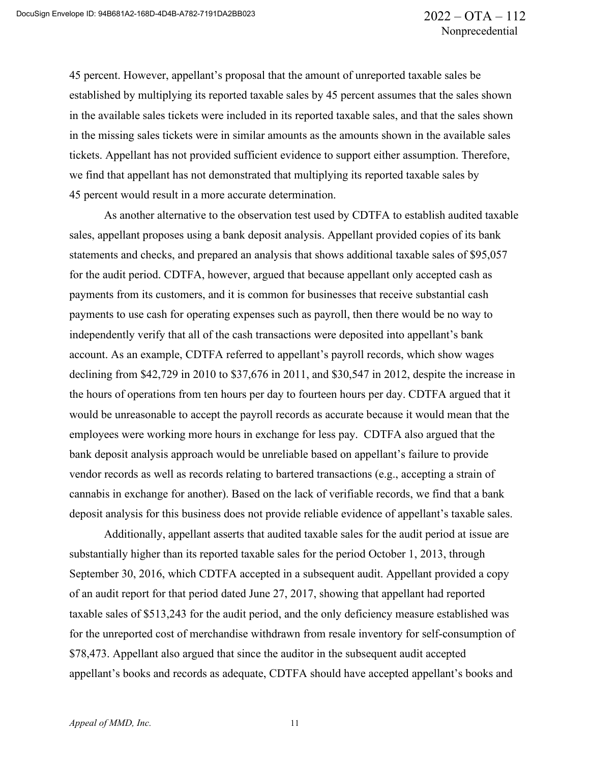45 percent. However, appellant's proposal that the amount of unreported taxable sales be established by multiplying its reported taxable sales by 45 percent assumes that the sales shown in the available sales tickets were included in its reported taxable sales, and that the sales shown in the missing sales tickets were in similar amounts as the amounts shown in the available sales tickets. Appellant has not provided sufficient evidence to support either assumption. Therefore, we find that appellant has not demonstrated that multiplying its reported taxable sales by 45 percent would result in a more accurate determination.

As another alternative to the observation test used by CDTFA to establish audited taxable sales, appellant proposes using a bank deposit analysis. Appellant provided copies of its bank statements and checks, and prepared an analysis that shows additional taxable sales of $95,057 for the audit period. CDTFA, however, argued that because appellant only accepted cash as payments from its customers, and it is common for businesses that receive substantial cash payments to use cash for operating expenses such as payroll, then there would be no way to independently verify that all of the cash transactions were deposited into appellant's bank account. As an example, CDTFA referred to appellant's payroll records, which show wages declining from $42,729 in 2010 to $37,676 in 2011, and $30,547 in 2012, despite the increase in the hours of operations from ten hours per day to fourteen hours per day. CDTFA argued that it would be unreasonable to accept the payroll records as accurate because it would mean that the employees were working more hours in exchange for less pay. CDTFA also argued that the bank deposit analysis approach would be unreliable based on appellant's failure to provide vendor records as well as records relating to bartered transactions (e.g., accepting a strain of cannabis in exchange for another). Based on the lack of verifiable records, we find that a bank deposit analysis for this business does not provide reliable evidence of appellant's taxable sales.

Additionally, appellant asserts that audited taxable sales for the audit period at issue are substantially higher than its reported taxable sales for the period October 1, 2013, through September 30, 2016, which CDTFA accepted in a subsequent audit. Appellant provided a copy of an audit report for that period dated June 27, 2017, showing that appellant had reported taxable sales of $513,243 for the audit period, and the only deficiency measure established was for the unreported cost of merchandise withdrawn from resale inventory for self-consumption of $78,473. Appellant also argued that since the auditor in the subsequent audit accepted appellant's books and records as adequate, CDTFA should have accepted appellant's books and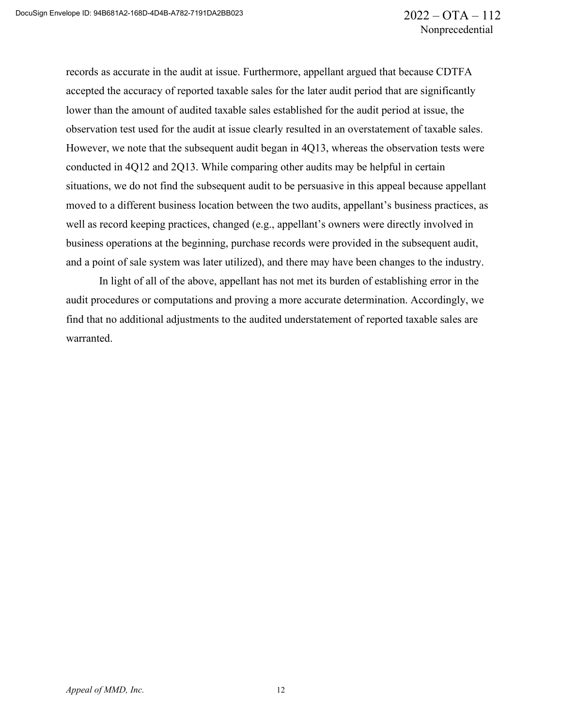records as accurate in the audit at issue. Furthermore, appellant argued that because CDTFA accepted the accuracy of reported taxable sales for the later audit period that are significantly lower than the amount of audited taxable sales established for the audit period at issue, the observation test used for the audit at issue clearly resulted in an overstatement of taxable sales. However, we note that the subsequent audit began in 4Q13, whereas the observation tests were conducted in 4Q12 and 2Q13. While comparing other audits may be helpful in certain situations, we do not find the subsequent audit to be persuasive in this appeal because appellant moved to a different business location between the two audits, appellant's business practices, as well as record keeping practices, changed (e.g., appellant's owners were directly involved in business operations at the beginning, purchase records were provided in the subsequent audit, and a point of sale system was later utilized), and there may have been changes to the industry.

In light of all of the above, appellant has not met its burden of establishing error in the audit procedures or computations and proving a more accurate determination. Accordingly, we find that no additional adjustments to the audited understatement of reported taxable sales are warranted.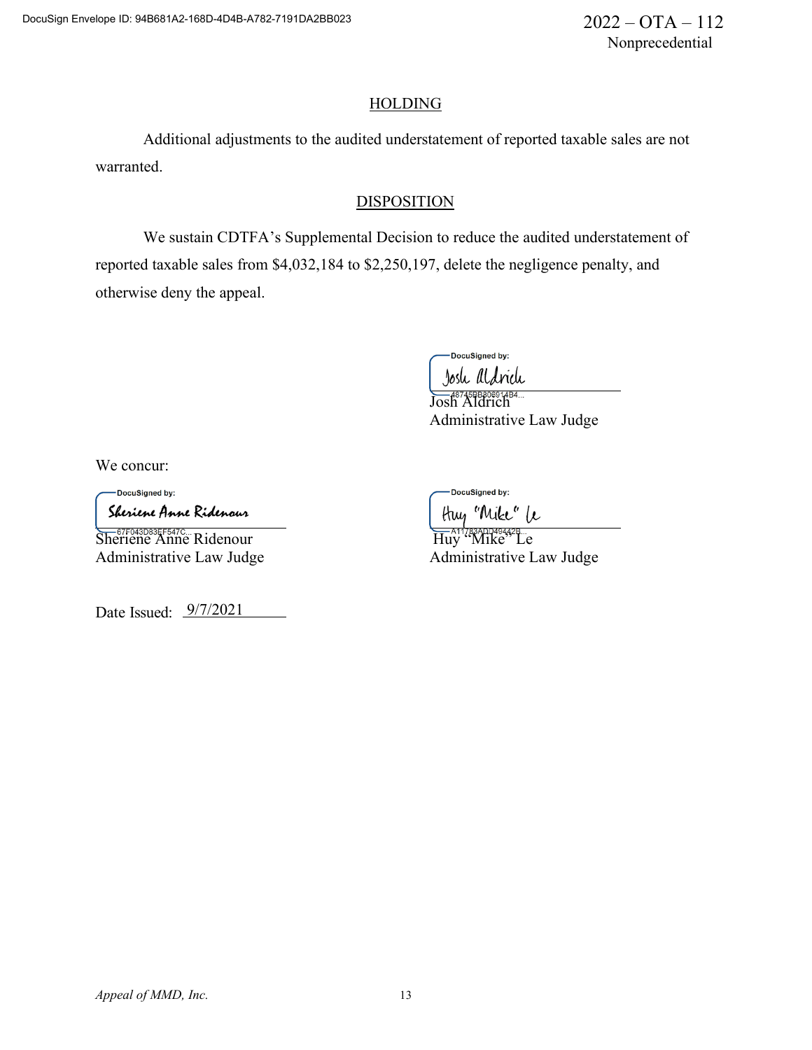## HOLDING

Additional adjustments to the audited understatement of reported taxable sales are not warranted.

## DISPOSITION

We sustain CDTFA's Supplemental Decision to reduce the audited understatement of reported taxable sales from $4,032,184 to $2,250,197, delete the negligence penalty, and otherwise deny the appeal.

DocuSigned by:
Josh Aldrich
Josh Aldrich
Administrative Law Judge

We concur:

DocuSigned by:
Sheriene Anne Ridenour
Sheriene Anne Ridenour
Administrative Law Judge

DocuSigned by:
Huy "Mike" Le
Huy "Mike" Le
Administrative Law Judge

Date Issued: 9/7/2021